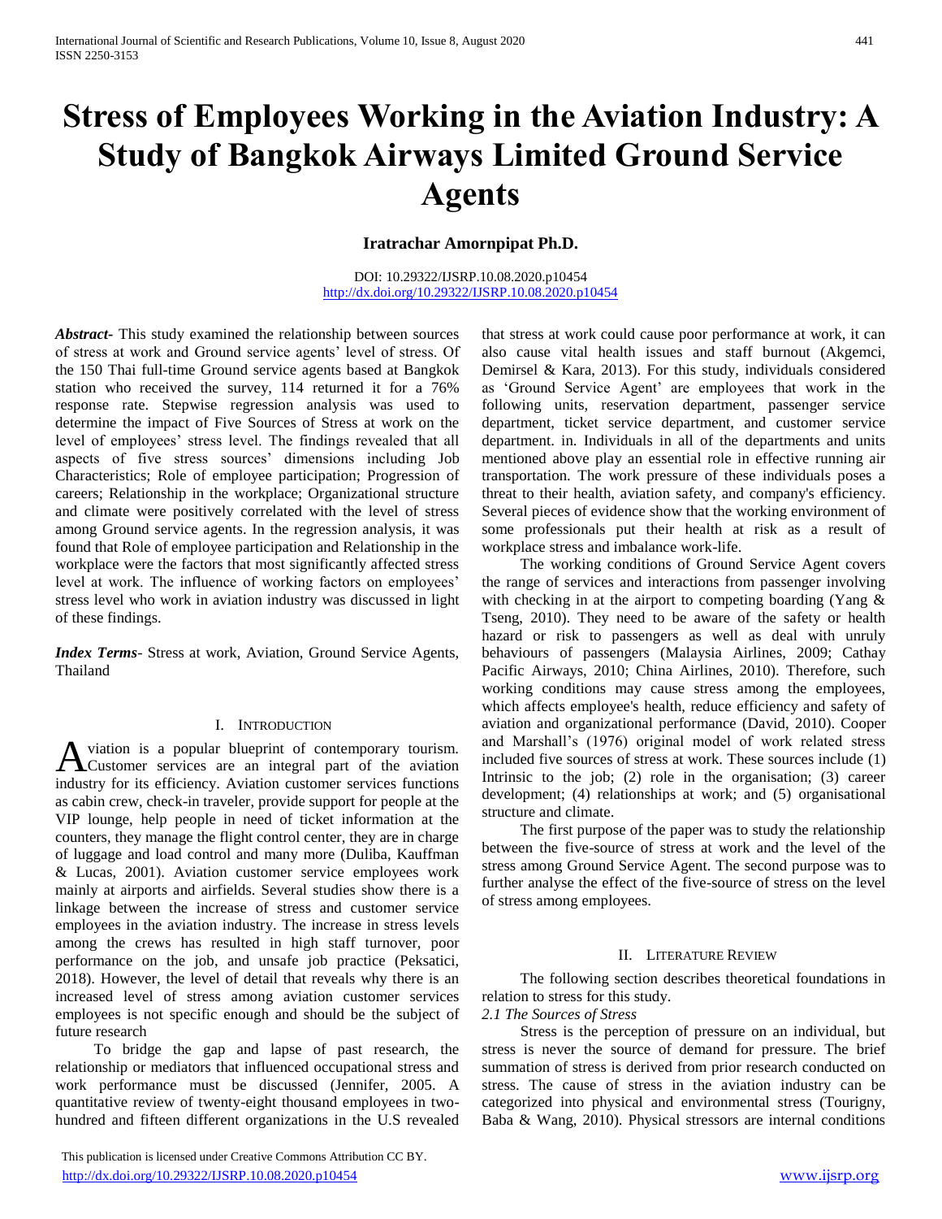# Stress of Employees Working in the Aviation Industry: A Study of Bangkok Airways Limited Ground Service Agents

**Iratrachar Amornpipat Ph.D.**

DOI: 10.29322/IJSRP.10.08.2020.p10454
http://dx.doi.org/10.29322/IJSRP.10.08.2020.p10454

***Abstract***- This study examined the relationship between sources of stress at work and Ground service agents' level of stress. Of the 150 Thai full-time Ground service agents based at Bangkok station who received the survey, 114 returned it for a 76% response rate. Stepwise regression analysis was used to determine the impact of Five Sources of Stress at work on the level of employees' stress level. The findings revealed that all aspects of five stress sources' dimensions including Job Characteristics; Role of employee participation; Progression of careers; Relationship in the workplace; Organizational structure and climate were positively correlated with the level of stress among Ground service agents. In the regression analysis, it was found that Role of employee participation and Relationship in the workplace were the factors that most significantly affected stress level at work. The influence of working factors on employees' stress level who work in aviation industry was discussed in light of these findings.

***Index Terms***- Stress at work, Aviation, Ground Service Agents, Thailand

## I. Introduction

Aviation is a popular blueprint of contemporary tourism. Customer services are an integral part of the aviation industry for its efficiency. Aviation customer services functions as cabin crew, check-in traveler, provide support for people at the VIP lounge, help people in need of ticket information at the counters, they manage the flight control center, they are in charge of luggage and load control and many more (Duliba, Kauffman & Lucas, 2001). Aviation customer service employees work mainly at airports and airfields. Several studies show there is a linkage between the increase of stress and customer service employees in the aviation industry. The increase in stress levels among the crews has resulted in high staff turnover, poor performance on the job, and unsafe job practice (Peksatici, 2018). However, the level of detail that reveals why there is an increased level of stress among aviation customer services employees is not specific enough and should be the subject of future research

To bridge the gap and lapse of past research, the relationship or mediators that influenced occupational stress and work performance must be discussed (Jennifer, 2005. A quantitative review of twenty-eight thousand employees in two-hundred and fifteen different organizations in the U.S revealed that stress at work could cause poor performance at work, it can also cause vital health issues and staff burnout (Akgemci, Demirsel & Kara, 2013). For this study, individuals considered as 'Ground Service Agent' are employees that work in the following units, reservation department, passenger service department, ticket service department, and customer service department. in. Individuals in all of the departments and units mentioned above play an essential role in effective running air transportation. The work pressure of these individuals poses a threat to their health, aviation safety, and company's efficiency. Several pieces of evidence show that the working environment of some professionals put their health at risk as a result of workplace stress and imbalance work-life.

The working conditions of Ground Service Agent covers the range of services and interactions from passenger involving with checking in at the airport to competing boarding (Yang & Tseng, 2010). They need to be aware of the safety or health hazard or risk to passengers as well as deal with unruly behaviours of passengers (Malaysia Airlines, 2009; Cathay Pacific Airways, 2010; China Airlines, 2010). Therefore, such working conditions may cause stress among the employees, which affects employee's health, reduce efficiency and safety of aviation and organizational performance (David, 2010). Cooper and Marshall's (1976) original model of work related stress included five sources of stress at work. These sources include (1) Intrinsic to the job; (2) role in the organisation; (3) career development; (4) relationships at work; and (5) organisational structure and climate.

The first purpose of the paper was to study the relationship between the five-source of stress at work and the level of the stress among Ground Service Agent. The second purpose was to further analyse the effect of the five-source of stress on the level of stress among employees.

## II. Literature Review

The following section describes theoretical foundations in relation to stress for this study.

*2.1 The Sources of Stress*

Stress is the perception of pressure on an individual, but stress is never the source of demand for pressure. The brief summation of stress is derived from prior research conducted on stress. The cause of stress in the aviation industry can be categorized into physical and environmental stress (Tourigny, Baba & Wang, 2010). Physical stressors are internal conditions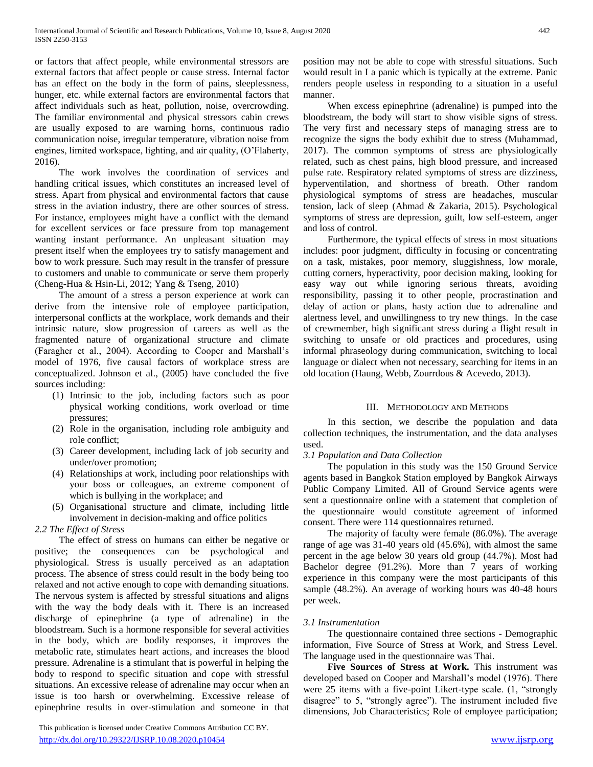or factors that affect people, while environmental stressors are external factors that affect people or cause stress. Internal factor has an effect on the body in the form of pains, sleeplessness, hunger, etc. while external factors are environmental factors that affect individuals such as heat, pollution, noise, overcrowding. The familiar environmental and physical stressors cabin crews are usually exposed to are warning horns, continuous radio communication noise, irregular temperature, vibration noise from engines, limited workspace, lighting, and air quality, (O'Flaherty, 2016).

The work involves the coordination of services and handling critical issues, which constitutes an increased level of stress. Apart from physical and environmental factors that cause stress in the aviation industry, there are other sources of stress. For instance, employees might have a conflict with the demand for excellent services or face pressure from top management wanting instant performance. An unpleasant situation may present itself when the employees try to satisfy management and bow to work pressure. Such may result in the transfer of pressure to customers and unable to communicate or serve them properly (Cheng-Hua & Hsin-Li, 2012; Yang & Tseng, 2010)

The amount of a stress a person experience at work can derive from the intensive role of employee participation, interpersonal conflicts at the workplace, work demands and their intrinsic nature, slow progression of careers as well as the fragmented nature of organizational structure and climate (Faragher et al., 2004). According to Cooper and Marshall's model of 1976, five causal factors of workplace stress are conceptualized. Johnson et al., (2005) have concluded the five sources including:

(1) Intrinsic to the job, including factors such as poor physical working conditions, work overload or time pressures;
(2) Role in the organisation, including role ambiguity and role conflict;
(3) Career development, including lack of job security and under/over promotion;
(4) Relationships at work, including poor relationships with your boss or colleagues, an extreme component of which is bullying in the workplace; and
(5) Organisational structure and climate, including little involvement in decision-making and office politics

*2.2 The Effect of Stress*

The effect of stress on humans can either be negative or positive; the consequences can be psychological and physiological. Stress is usually perceived as an adaptation process. The absence of stress could result in the body being too relaxed and not active enough to cope with demanding situations. The nervous system is affected by stressful situations and aligns with the way the body deals with it. There is an increased discharge of epinephrine (a type of adrenaline) in the bloodstream. Such is a hormone responsible for several activities in the body, which are bodily responses, it improves the metabolic rate, stimulates heart actions, and increases the blood pressure. Adrenaline is a stimulant that is powerful in helping the body to respond to specific situation and cope with stressful situations. An excessive release of adrenaline may occur when an issue is too harsh or overwhelming. Excessive release of epinephrine results in over-stimulation and someone in that position may not be able to cope with stressful situations. Such would result in I a panic which is typically at the extreme. Panic renders people useless in responding to a situation in a useful manner.

When excess epinephrine (adrenaline) is pumped into the bloodstream, the body will start to show visible signs of stress. The very first and necessary steps of managing stress are to recognize the signs the body exhibit due to stress (Muhammad, 2017). The common symptoms of stress are physiologically related, such as chest pains, high blood pressure, and increased pulse rate. Respiratory related symptoms of stress are dizziness, hyperventilation, and shortness of breath. Other random physiological symptoms of stress are headaches, muscular tension, lack of sleep (Ahmad & Zakaria, 2015). Psychological symptoms of stress are depression, guilt, low self-esteem, anger and loss of control.

Furthermore, the typical effects of stress in most situations includes: poor judgment, difficulty in focusing or concentrating on a task, mistakes, poor memory, sluggishness, low morale, cutting corners, hyperactivity, poor decision making, looking for easy way out while ignoring serious threats, avoiding responsibility, passing it to other people, procrastination and delay of action or plans, hasty action due to adrenaline and alertness level, and unwillingness to try new things. In the case of crewmember, high significant stress during a flight result in switching to unsafe or old practices and procedures, using informal phraseology during communication, switching to local language or dialect when not necessary, searching for items in an old location (Haung, Webb, Zourrdous & Acevedo, 2013).

## III. Methodology and Methods

In this section, we describe the population and data collection techniques, the instrumentation, and the data analyses used.

*3.1 Population and Data Collection*

The population in this study was the 150 Ground Service agents based in Bangkok Station employed by Bangkok Airways Public Company Limited. All of Ground Service agents were sent a questionnaire online with a statement that completion of the questionnaire would constitute agreement of informed consent. There were 114 questionnaires returned.

The majority of faculty were female (86.0%). The average range of age was 31-40 years old (45.6%), with almost the same percent in the age below 30 years old group (44.7%). Most had Bachelor degree (91.2%). More than 7 years of working experience in this company were the most participants of this sample (48.2%). An average of working hours was 40-48 hours per week.

*3.1 Instrumentation*

The questionnaire contained three sections - Demographic information, Five Source of Stress at Work, and Stress Level. The language used in the questionnaire was Thai.

**Five Sources of Stress at Work.** This instrument was developed based on Cooper and Marshall's model (1976). There were 25 items with a five-point Likert-type scale. (1, "strongly disagree" to 5, "strongly agree"). The instrument included five dimensions, Job Characteristics; Role of employee participation;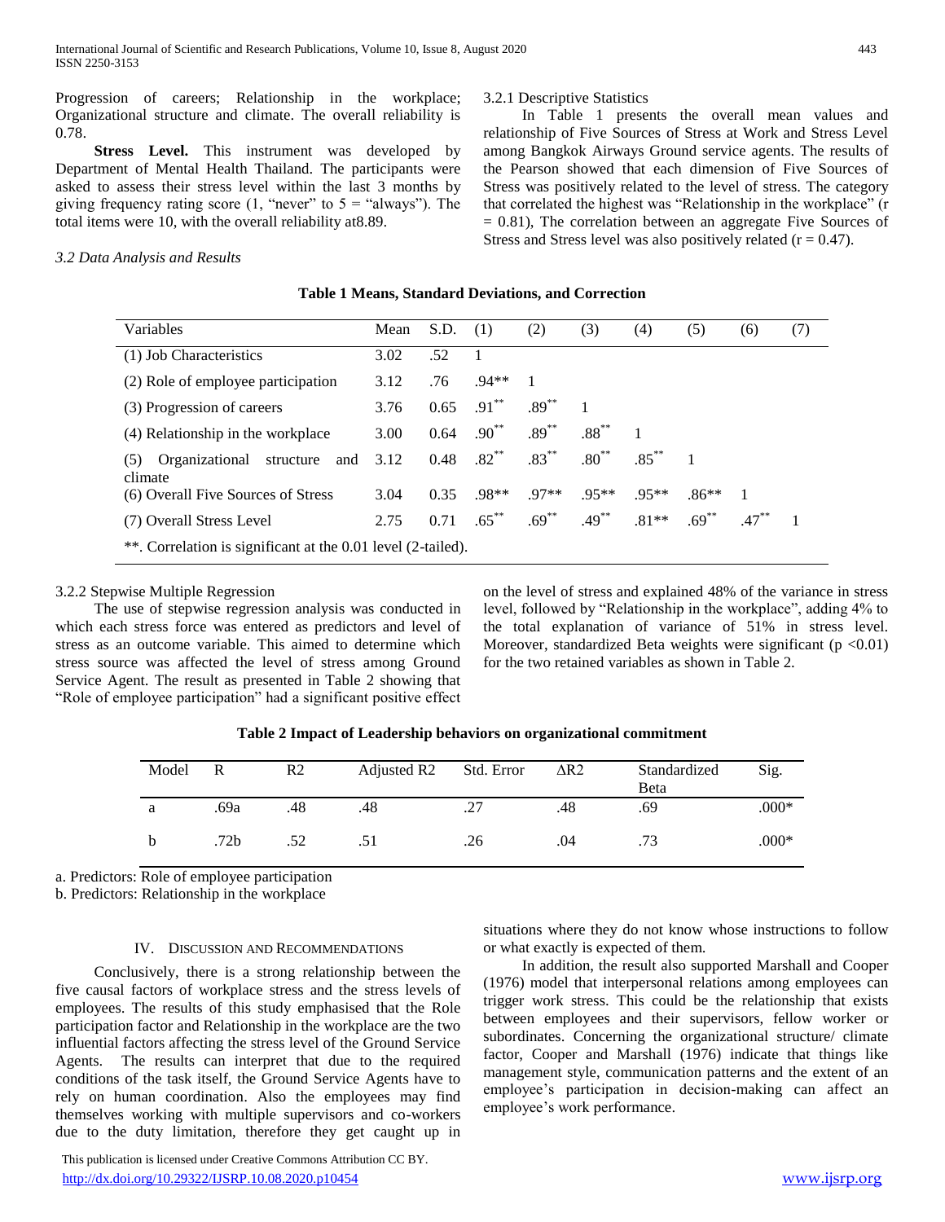Progression of careers; Relationship in the workplace; Organizational structure and climate. The overall reliability is 0.78.

**Stress Level.** This instrument was developed by Department of Mental Health Thailand. The participants were asked to assess their stress level within the last 3 months by giving frequency rating score (1, "never" to 5 = "always"). The total items were 10, with the overall reliability at8.89.

*3.2 Data Analysis and Results*

3.2.1 Descriptive Statistics

In Table 1 presents the overall mean values and relationship of Five Sources of Stress at Work and Stress Level among Bangkok Airways Ground service agents. The results of the Pearson showed that each dimension of Five Sources of Stress was positively related to the level of stress. The category that correlated the highest was "Relationship in the workplace" ($r = 0.81$), The correlation between an aggregate Five Sources of Stress and Stress level was also positively related ($r = 0.47$).

**Table 1 Means, Standard Deviations, and Correction**

| Variables | Mean | S.D. | (1) | (2) | (3) | (4) | (5) | (6) | (7) |
|---|---|---|---|---|---|---|---|---|---|
| (1) Job Characteristics | 3.02 | .52 | 1 | | | | | | |
| (2) Role of employee participation | 3.12 | .76 | .94** | 1 | | | | | |
| (3) Progression of careers | 3.76 | 0.65 | .91** | .89** | 1 | | | | |
| (4) Relationship in the workplace | 3.00 | 0.64 | .90** | .89** | .88** | 1 | | | |
| (5) Organizational structure and climate | 3.12 | 0.48 | .82** | .83** | .80** | .85** | 1 | | |
| (6) Overall Five Sources of Stress | 3.04 | 0.35 | .98** | .97** | .95** | .95** | .86** | 1 | |
| (7) Overall Stress Level | 2.75 | 0.71 | .65** | .69** | .49** | .81** | .69** | .47** | 1 |

**. Correlation is significant at the 0.01 level (2-tailed).

3.2.2 Stepwise Multiple Regression

The use of stepwise regression analysis was conducted in which each stress force was entered as predictors and level of stress as an outcome variable. This aimed to determine which stress source was affected the level of stress among Ground Service Agent. The result as presented in Table 2 showing that "Role of employee participation" had a significant positive effect on the level of stress and explained 48% of the variance in stress level, followed by "Relationship in the workplace", adding 4% to the total explanation of variance of 51% in stress level. Moreover, standardized Beta weights were significant ($p < 0.01$) for the two retained variables as shown in Table 2.

**Table 2 Impact of Leadership behaviors on organizational commitment**

| Model | R | R2 | Adjusted R2 | Std. Error | ΔR2 | Standardized Beta | Sig. |
|---|---|---|---|---|---|---|---|
| a | .69a | .48 | .48 | .27 | .48 | .69 | .000* |
| b | .72b | .52 | .51 | .26 | .04 | .73 | .000* |

a. Predictors: Role of employee participation

b. Predictors: Relationship in the workplace

## IV. Discussion and Recommendations

Conclusively, there is a strong relationship between the five causal factors of workplace stress and the stress levels of employees. The results of this study emphasised that the Role participation factor and Relationship in the workplace are the two influential factors affecting the stress level of the Ground Service Agents. The results can interpret that due to the required conditions of the task itself, the Ground Service Agents have to rely on human coordination. Also the employees may find themselves working with multiple supervisors and co-workers due to the duty limitation, therefore they get caught up in situations where they do not know whose instructions to follow or what exactly is expected of them.

In addition, the result also supported Marshall and Cooper (1976) model that interpersonal relations among employees can trigger work stress. This could be the relationship that exists between employees and their supervisors, fellow worker or subordinates. Concerning the organizational structure/ climate factor, Cooper and Marshall (1976) indicate that things like management style, communication patterns and the extent of an employee's participation in decision-making can affect an employee's work performance.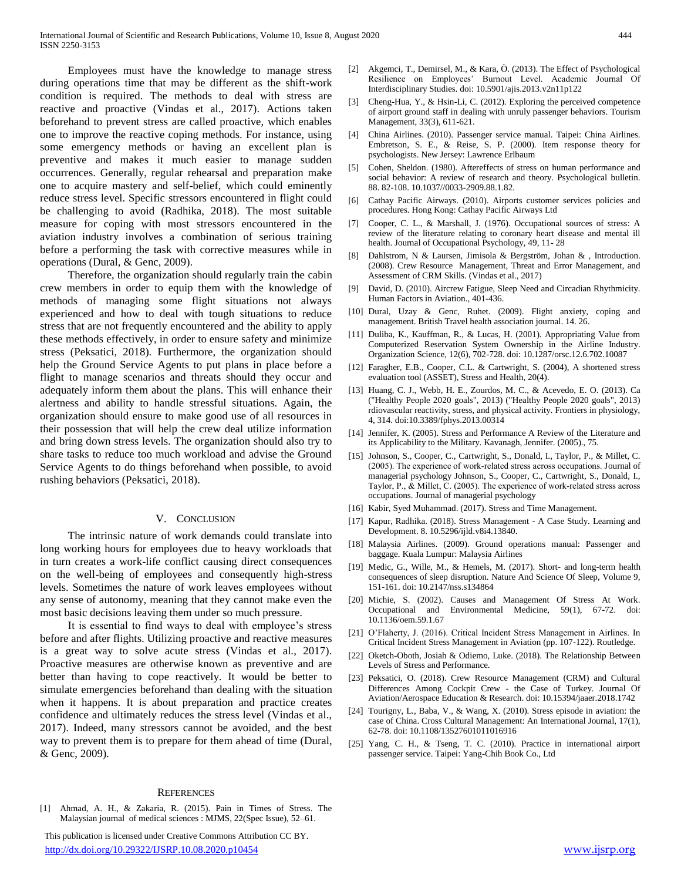Employees must have the knowledge to manage stress during operations time that may be different as the shift-work condition is required. The methods to deal with stress are reactive and proactive (Vindas et al., 2017). Actions taken beforehand to prevent stress are called proactive, which enables one to improve the reactive coping methods. For instance, using some emergency methods or having an excellent plan is preventive and makes it much easier to manage sudden occurrences. Generally, regular rehearsal and preparation make one to acquire mastery and self-belief, which could eminently reduce stress level. Specific stressors encountered in flight could be challenging to avoid (Radhika, 2018). The most suitable measure for coping with most stressors encountered in the aviation industry involves a combination of serious training before a performing the task with corrective measures while in operations (Dural, & Genc, 2009).

Therefore, the organization should regularly train the cabin crew members in order to equip them with the knowledge of methods of managing some flight situations not always experienced and how to deal with tough situations to reduce stress that are not frequently encountered and the ability to apply these methods effectively, in order to ensure safety and minimize stress (Peksatici, 2018). Furthermore, the organization should help the Ground Service Agents to put plans in place before a flight to manage scenarios and threats should they occur and adequately inform them about the plans. This will enhance their alertness and ability to handle stressful situations. Again, the organization should ensure to make good use of all resources in their possession that will help the crew deal utilize information and bring down stress levels. The organization should also try to share tasks to reduce too much workload and advise the Ground Service Agents to do things beforehand when possible, to avoid rushing behaviors (Peksatici, 2018).

## V. Conclusion

The intrinsic nature of work demands could translate into long working hours for employees due to heavy workloads that in turn creates a work-life conflict causing direct consequences on the well-being of employees and consequently high-stress levels. Sometimes the nature of work leaves employees without any sense of autonomy, meaning that they cannot make even the most basic decisions leaving them under so much pressure.

It is essential to find ways to deal with employee's stress before and after flights. Utilizing proactive and reactive measures is a great way to solve acute stress (Vindas et al., 2017). Proactive measures are otherwise known as preventive and are better than having to cope reactively. It would be better to simulate emergencies beforehand than dealing with the situation when it happens. It is about preparation and practice creates confidence and ultimately reduces the stress level (Vindas et al., 2017). Indeed, many stressors cannot be avoided, and the best way to prevent them is to prepare for them ahead of time (Dural, & Genc, 2009).

## References

[1] Ahmad, A. H., & Zakaria, R. (2015). Pain in Times of Stress. The Malaysian journal of medical sciences : MJMS, 22(Spec Issue), 52–61.

[2] Akgemci, T., Demirsel, M., & Kara, Ö. (2013). The Effect of Psychological Resilience on Employees' Burnout Level. Academic Journal Of Interdisciplinary Studies. doi: 10.5901/ajis.2013.v2n11p122

[3] Cheng-Hua, Y., & Hsin-Li, C. (2012). Exploring the perceived competence of airport ground staff in dealing with unruly passenger behaviors. Tourism Management, 33(3), 611-621.

[4] China Airlines. (2010). Passenger service manual. Taipei: China Airlines. Embretson, S. E., & Reise, S. P. (2000). Item response theory for psychologists. New Jersey: Lawrence Erlbaum

[5] Cohen, Sheldon. (1980). Aftereffects of stress on human performance and social behavior: A review of research and theory. Psychological bulletin. 88. 82-108. 10.1037//0033-2909.88.1.82.

[6] Cathay Pacific Airways. (2010). Airports customer services policies and procedures. Hong Kong: Cathay Pacific Airways Ltd

[7] Cooper, C. L., & Marshall, J. (1976). Occupational sources of stress: A review of the literature relating to coronary heart disease and mental ill health. Journal of Occupational Psychology, 49, 11- 28

[8] Dahlstrom, N & Laursen, Jimisola & Bergström, Johan & , Introduction. (2008). Crew Resource Management, Threat and Error Management, and Assessment of CRM Skills. (Vindas et al., 2017)

[9] David, D. (2010). Aircrew Fatigue, Sleep Need and Circadian Rhythmicity. Human Factors in Aviation., 401-436.

[10] Dural, Uzay & Genc, Ruhet. (2009). Flight anxiety, coping and management. British Travel health association journal. 14. 26.

[11] Duliba, K., Kauffman, R., & Lucas, H. (2001). Appropriating Value from Computerized Reservation System Ownership in the Airline Industry. Organization Science, 12(6), 702-728. doi: 10.1287/orsc.12.6.702.10087

[12] Faragher, E.B., Cooper, C.L. & Cartwright, S. (2004), A shortened stress evaluation tool (ASSET), Stress and Health, 20(4).

[13] Huang, C. J., Webb, H. E., Zourdos, M. C., & Acevedo, E. O. (2013). Ca ("Healthy People 2020 goals", 2013) ("Healthy People 2020 goals", 2013) rdiovascular reactivity, stress, and physical activity. Frontiers in physiology, 4, 314. doi:10.3389/fphys.2013.00314

[14] Jennifer, K. (2005). Stress and Performance A Review of the Literature and its Applicability to the Military. Kavanagh, Jennifer. (2005)., 75.

[15] Johnson, S., Cooper, C., Cartwright, S., Donald, I., Taylor, P., & Millet, C. (2005). The experience of work-related stress across occupations. Journal of managerial psychology Johnson, S., Cooper, C., Cartwright, S., Donald, I., Taylor, P., & Millet, C. (2005). The experience of work-related stress across occupations. Journal of managerial psychology

[16] Kabir, Syed Muhammad. (2017). Stress and Time Management.

[17] Kapur, Radhika. (2018). Stress Management - A Case Study. Learning and Development. 8. 10.5296/ijld.v8i4.13840.

[18] Malaysia Airlines. (2009). Ground operations manual: Passenger and baggage. Kuala Lumpur: Malaysia Airlines

[19] Medic, G., Wille, M., & Hemels, M. (2017). Short- and long-term health consequences of sleep disruption. Nature And Science Of Sleep, Volume 9, 151-161. doi: 10.2147/nss.s134864

[20] Michie, S. (2002). Causes and Management Of Stress At Work. Occupational and Environmental Medicine, 59(1), 67-72. doi: 10.1136/oem.59.1.67

[21] O'Flaherty, J. (2016). Critical Incident Stress Management in Airlines. In Critical Incident Stress Management in Aviation (pp. 107-122). Routledge.

[22] Oketch-Oboth, Josiah & Odiemo, Luke. (2018). The Relationship Between Levels of Stress and Performance.

[23] Peksatici, O. (2018). Crew Resource Management (CRM) and Cultural Differences Among Cockpit Crew - the Case of Turkey. Journal Of Aviation/Aerospace Education & Research. doi: 10.15394/jaaer.2018.1742

[24] Tourigny, L., Baba, V., & Wang, X. (2010). Stress episode in aviation: the case of China. Cross Cultural Management: An International Journal, 17(1), 62-78. doi: 10.1108/13527601011016916

[25] Yang, C. H., & Tseng, T. C. (2010). Practice in international airport passenger service. Taipei: Yang-Chih Book Co., Ltd